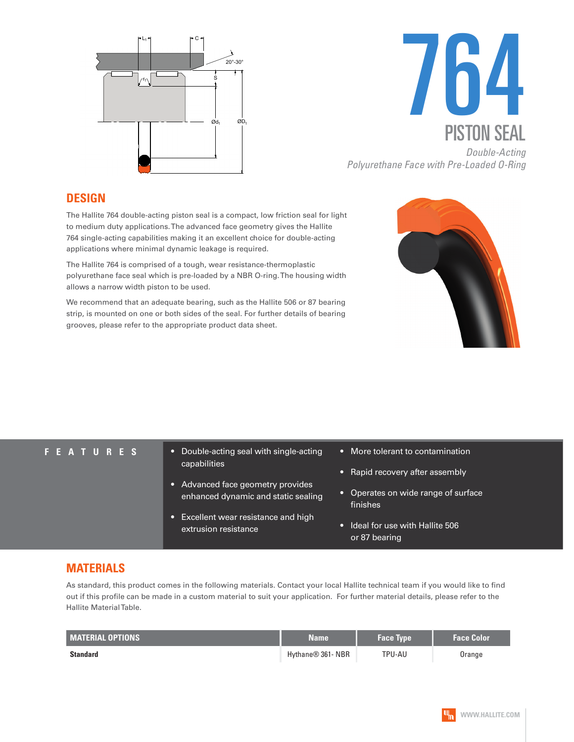# 764

## PISTON SEAL

*Double-Acting*
*Polyurethane Face with Pre-Loaded O-Ring*

## DESIGN

The Hallite 764 double-acting piston seal is a compact, low friction seal for light to medium duty applications. The advanced face geometry gives the Hallite 764 single-acting capabilities making it an excellent choice for double-acting applications where minimal dynamic leakage is required.

The Hallite 764 is comprised of a tough, wear resistance-thermoplastic polyurethane face seal which is pre-loaded by a NBR O-ring. The housing width allows a narrow width piston to be used.

We recommend that an adequate bearing, such as the Hallite 506 or 87 bearing strip, is mounted on one or both sides of the seal. For further details of bearing grooves, please refer to the appropriate product data sheet.

## FEATURES

- Double-acting seal with single-acting capabilities
- Advanced face geometry provides enhanced dynamic and static sealing
- Excellent wear resistance and high extrusion resistance
- More tolerant to contamination
- Rapid recovery after assembly
- Operates on wide range of surface finishes
- Ideal for use with Hallite 506 or 87 bearing

## MATERIALS

As standard, this product comes in the following materials. Contact your local Hallite technical team if you would like to find out if this profile can be made in a custom material to suit your application. For further material details, please refer to the Hallite Material Table.

| MATERIAL OPTIONS | Name | Face Type | Face Color |
|---|---|---|---|
| **Standard** | Hythane® 361- NBR | TPU-AU | Orange |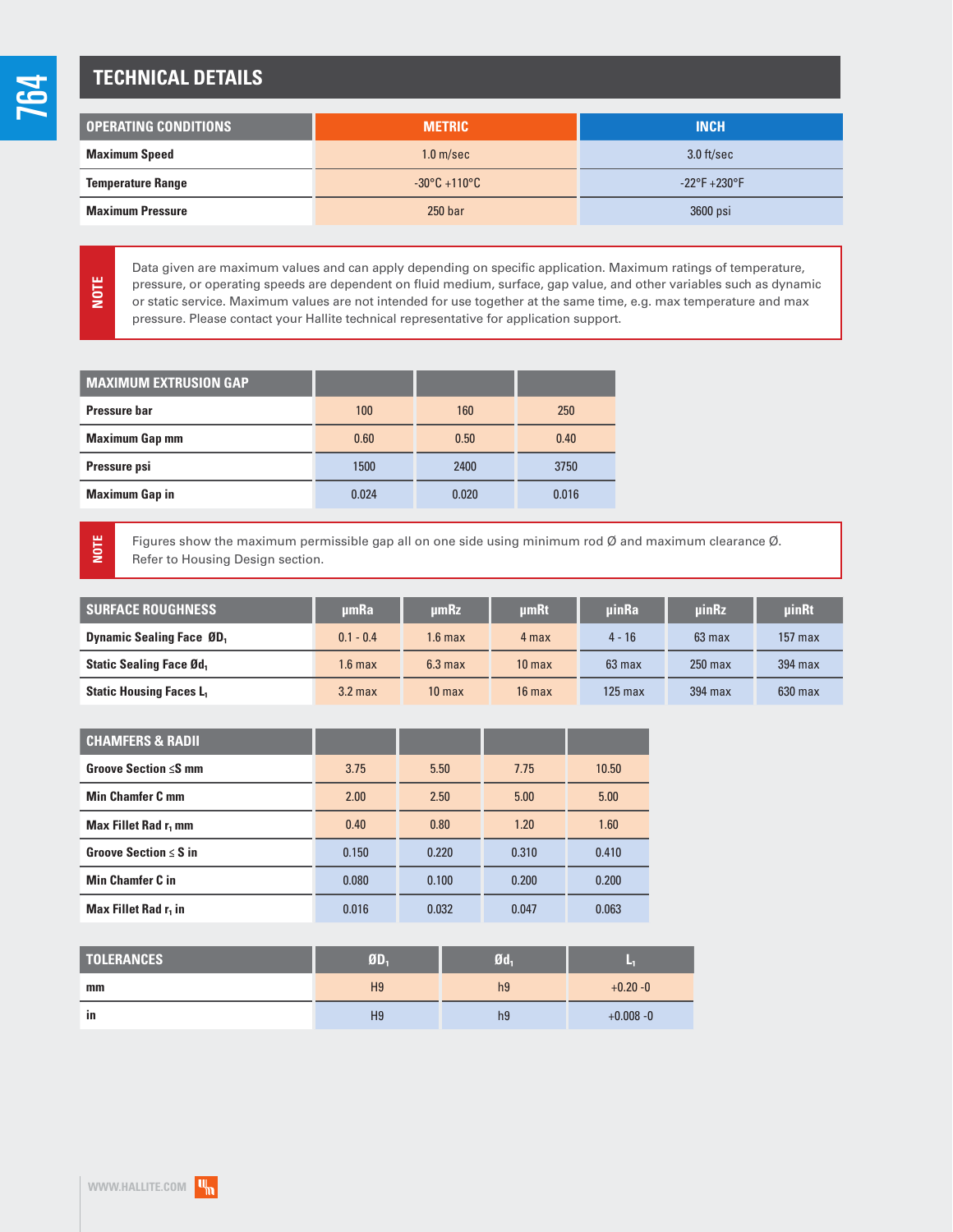## TECHNICAL DETAILS

| OPERATING CONDITIONS | METRIC | INCH |
|---|---|---|
| Maximum Speed | 1.0 m/sec | 3.0 ft/sec |
| Temperature Range | -30°C +110°C | -22°F +230°F |
| Maximum Pressure | 250 bar | 3600 psi |

**NOTE**

Data given are maximum values and can apply depending on specific application. Maximum ratings of temperature, pressure, or operating speeds are dependent on fluid medium, surface, gap value, and other variables such as dynamic or static service. Maximum values are not intended for use together at the same time, e.g. max temperature and max pressure. Please contact your Hallite technical representative for application support.

| MAXIMUM EXTRUSION GAP | | | |
|---|---|---|---|
| Pressure bar | 100 | 160 | 250 |
| Maximum Gap mm | 0.60 | 0.50 | 0.40 |
| Pressure psi | 1500 | 2400 | 3750 |
| Maximum Gap in | 0.024 | 0.020 | 0.016 |

**NOTE**

Figures show the maximum permissible gap all on one side using minimum rod Ø and maximum clearance Ø. Refer to Housing Design section.

| SURFACE ROUGHNESS | μmRa | μmRz | μmRt | μinRa | μinRz | μinRt |
|---|---|---|---|---|---|---|
| Dynamic Sealing Face $ØD_1$ | 0.1 - 0.4 | 1.6 max | 4 max | 4 - 16 | 63 max | 157 max |
| Static Sealing Face $Ød_1$ | 1.6 max | 6.3 max | 10 max | 63 max | 250 max | 394 max |
| Static Housing Faces $L_1$ | 3.2 max | 10 max | 16 max | 125 max | 394 max | 630 max |

| CHAMFERS & RADII | | | | |
|---|---|---|---|---|
| Groove Section ≤S mm | 3.75 | 5.50 | 7.75 | 10.50 |
| Min Chamfer C mm | 2.00 | 2.50 | 5.00 | 5.00 |
| Max Fillet Rad $r_1$ mm | 0.40 | 0.80 | 1.20 | 1.60 |
| Groove Section ≤ S in | 0.150 | 0.220 | 0.310 | 0.410 |
| Min Chamfer C in | 0.080 | 0.100 | 0.200 | 0.200 |
| Max Fillet Rad $r_1$ in | 0.016 | 0.032 | 0.047 | 0.063 |

| TOLERANCES | $ØD_1$ | $Ød_1$ | $L_1$ |
|---|---|---|---|
| mm | H9 | h9 | +0.20 -0 |
| in | H9 | h9 | +0.008 -0 |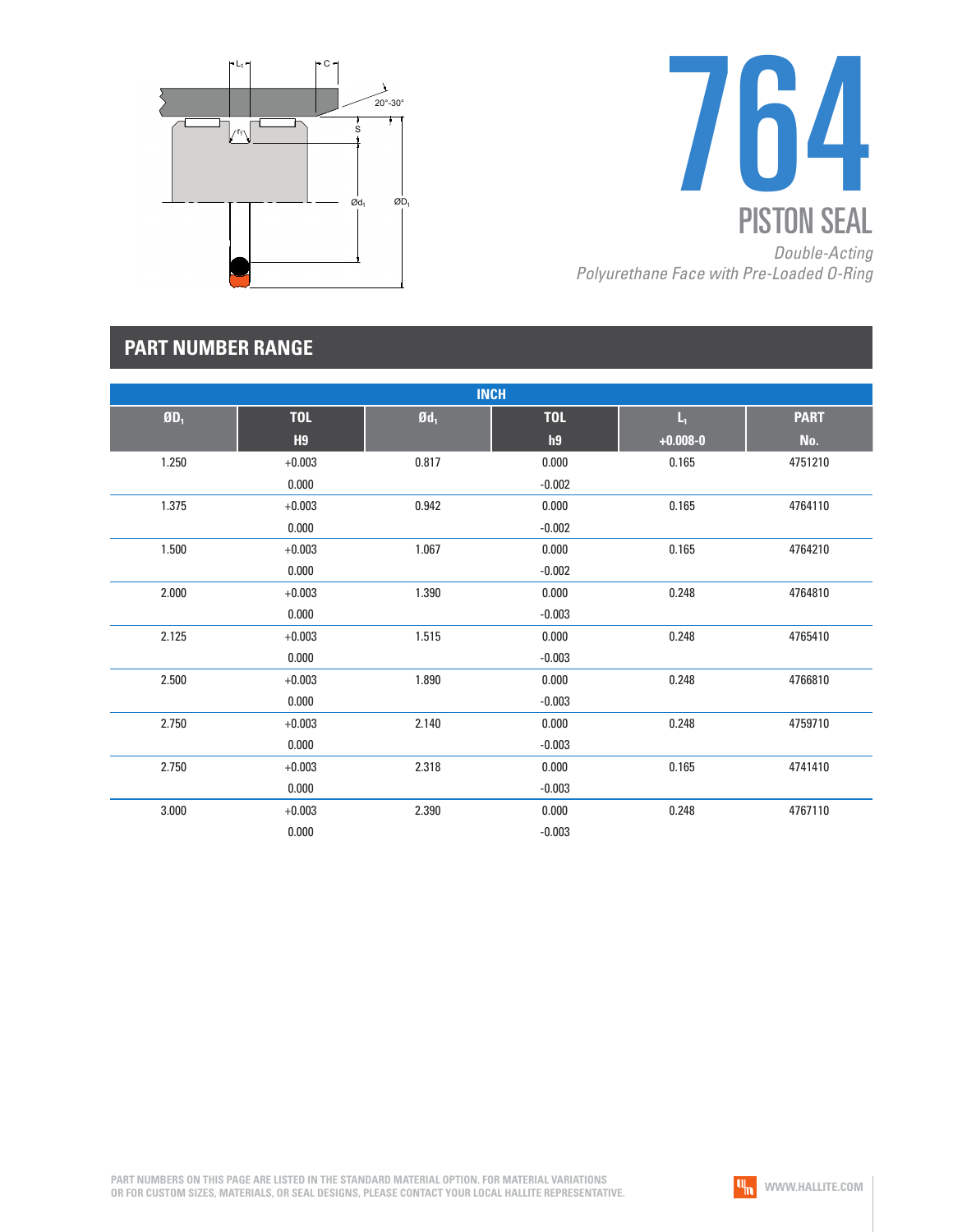# 764

## PISTON SEAL

*Double-Acting*
*Polyurethane Face with Pre-Loaded O-Ring*

L₁ C 20°-30° r₁ S Ød₁ ØD₁

## PART NUMBER RANGE

| INCH | | | | | |
|---|---|---|---|---|---|
| ØD₁ | TOL H9 | Ød₁ | TOL h9 | L₁ +0.008-0 | PART No. |
| 1.250 | +0.003 0.000 | 0.817 | 0.000 -0.002 | 0.165 | 4751210 |
| 1.375 | +0.003 0.000 | 0.942 | 0.000 -0.002 | 0.165 | 4764110 |
| 1.500 | +0.003 0.000 | 1.067 | 0.000 -0.002 | 0.165 | 4764210 |
| 2.000 | +0.003 0.000 | 1.390 | 0.000 -0.003 | 0.248 | 4764810 |
| 2.125 | +0.003 0.000 | 1.515 | 0.000 -0.003 | 0.248 | 4765410 |
| 2.500 | +0.003 0.000 | 1.890 | 0.000 -0.003 | 0.248 | 4766810 |
| 2.750 | +0.003 0.000 | 2.140 | 0.000 -0.003 | 0.248 | 4759710 |
| 2.750 | +0.003 0.000 | 2.318 | 0.000 -0.003 | 0.165 | 4741410 |
| 3.000 | +0.003 0.000 | 2.390 | 0.000 -0.003 | 0.248 | 4767110 |

PART NUMBERS ON THIS PAGE ARE LISTED IN THE STANDARD MATERIAL OPTION. FOR MATERIAL VARIATIONS OR FOR CUSTOM SIZES, MATERIALS, OR SEAL DESIGNS, PLEASE CONTACT YOUR LOCAL HALLITE REPRESENTATIVE.

WWW.HALLITE.COM